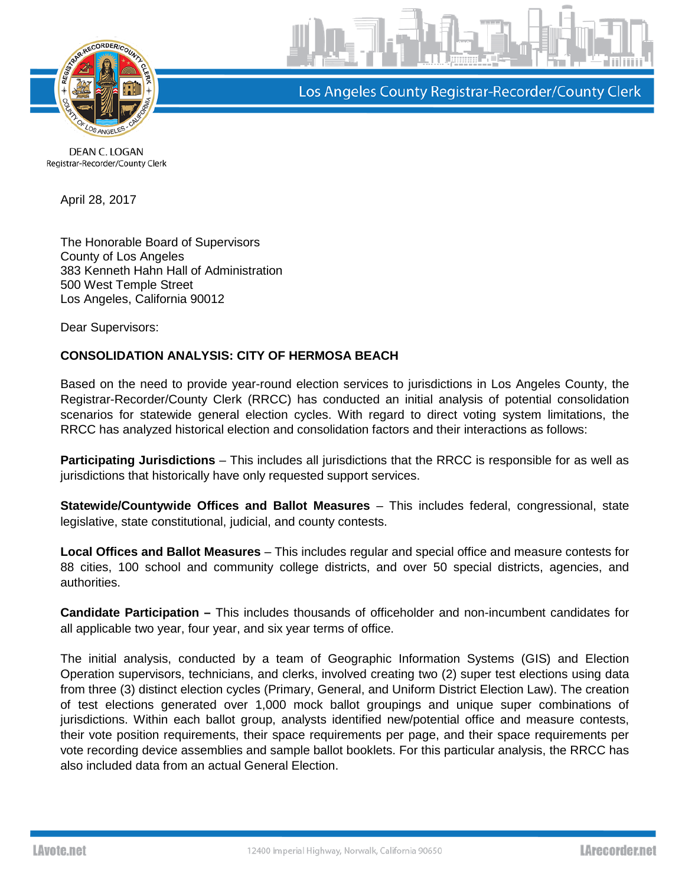Los Angeles County Registrar-Recorder/County Clerk

DEAN C. LOGAN
Registrar-Recorder/County Clerk

April 28, 2017

The Honorable Board of Supervisors
County of Los Angeles
383 Kenneth Hahn Hall of Administration
500 West Temple Street
Los Angeles, California 90012

Dear Supervisors:

**CONSOLIDATION ANALYSIS: CITY OF HERMOSA BEACH**

Based on the need to provide year-round election services to jurisdictions in Los Angeles County, the Registrar-Recorder/County Clerk (RRCC) has conducted an initial analysis of potential consolidation scenarios for statewide general election cycles. With regard to direct voting system limitations, the RRCC has analyzed historical election and consolidation factors and their interactions as follows:

**Participating Jurisdictions** – This includes all jurisdictions that the RRCC is responsible for as well as jurisdictions that historically have only requested support services.

**Statewide/Countywide Offices and Ballot Measures** – This includes federal, congressional, state legislative, state constitutional, judicial, and county contests.

**Local Offices and Ballot Measures** – This includes regular and special office and measure contests for 88 cities, 100 school and community college districts, and over 50 special districts, agencies, and authorities.

**Candidate Participation –** This includes thousands of officeholder and non-incumbent candidates for all applicable two year, four year, and six year terms of office.

The initial analysis, conducted by a team of Geographic Information Systems (GIS) and Election Operation supervisors, technicians, and clerks, involved creating two (2) super test elections using data from three (3) distinct election cycles (Primary, General, and Uniform District Election Law). The creation of test elections generated over 1,000 mock ballot groupings and unique super combinations of jurisdictions. Within each ballot group, analysts identified new/potential office and measure contests, their vote position requirements, their space requirements per page, and their space requirements per vote recording device assemblies and sample ballot booklets. For this particular analysis, the RRCC has also included data from an actual General Election.

LAvote.net 12400 Imperial Highway, Norwalk, California 90650 LArecorder.net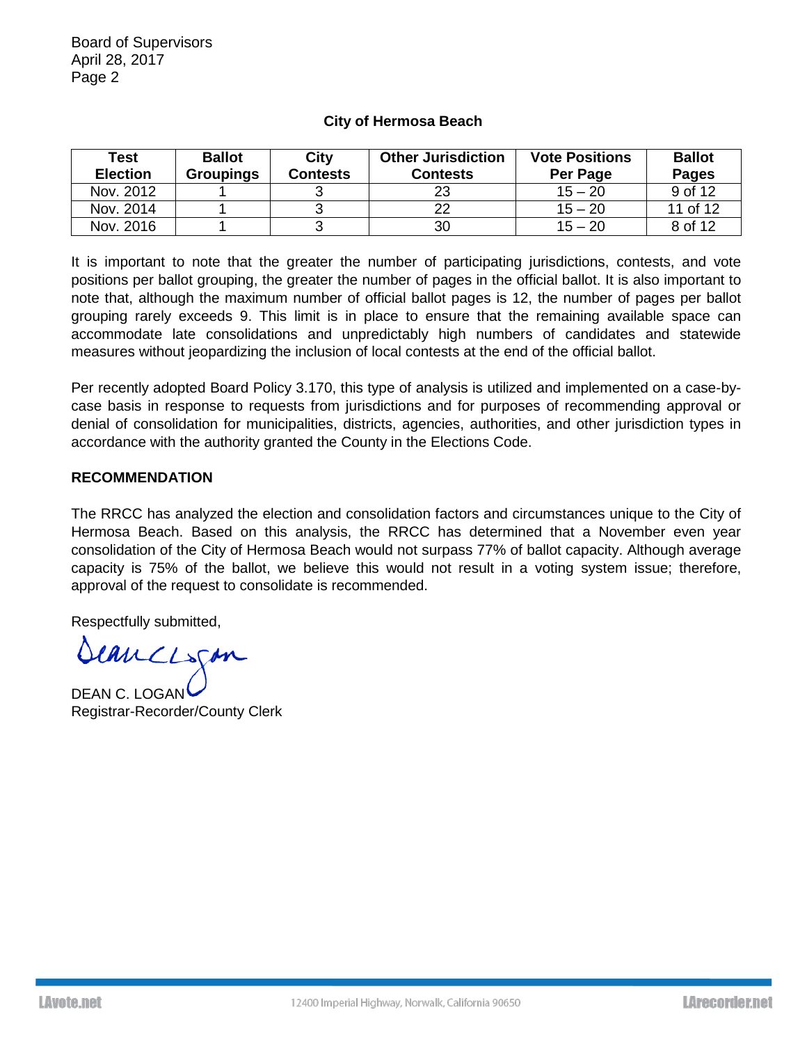### City of Hermosa Beach

| Test Election | Ballot Groupings | City Contests | Other Jurisdiction Contests | Vote Positions Per Page | Ballot Pages |
|---|---|---|---|---|---|
| Nov. 2012 | 1 | 3 | 23 | 15 – 20 | 9 of 12 |
| Nov. 2014 | 1 | 3 | 22 | 15 – 20 | 11 of 12 |
| Nov. 2016 | 1 | 3 | 30 | 15 – 20 | 8 of 12 |

It is important to note that the greater the number of participating jurisdictions, contests, and vote positions per ballot grouping, the greater the number of pages in the official ballot. It is also important to note that, although the maximum number of official ballot pages is 12, the number of pages per ballot grouping rarely exceeds 9. This limit is in place to ensure that the remaining available space can accommodate late consolidations and unpredictably high numbers of candidates and statewide measures without jeopardizing the inclusion of local contests at the end of the official ballot.

Per recently adopted Board Policy 3.170, this type of analysis is utilized and implemented on a case-by-case basis in response to requests from jurisdictions and for purposes of recommending approval or denial of consolidation for municipalities, districts, agencies, authorities, and other jurisdiction types in accordance with the authority granted the County in the Elections Code.

**RECOMMENDATION**

The RRCC has analyzed the election and consolidation factors and circumstances unique to the City of Hermosa Beach. Based on this analysis, the RRCC has determined that a November even year consolidation of the City of Hermosa Beach would not surpass 77% of ballot capacity. Although average capacity is 75% of the ballot, we believe this would not result in a voting system issue; therefore, approval of the request to consolidate is recommended.

Respectfully submitted,

DEAN C. LOGAN
Registrar-Recorder/County Clerk